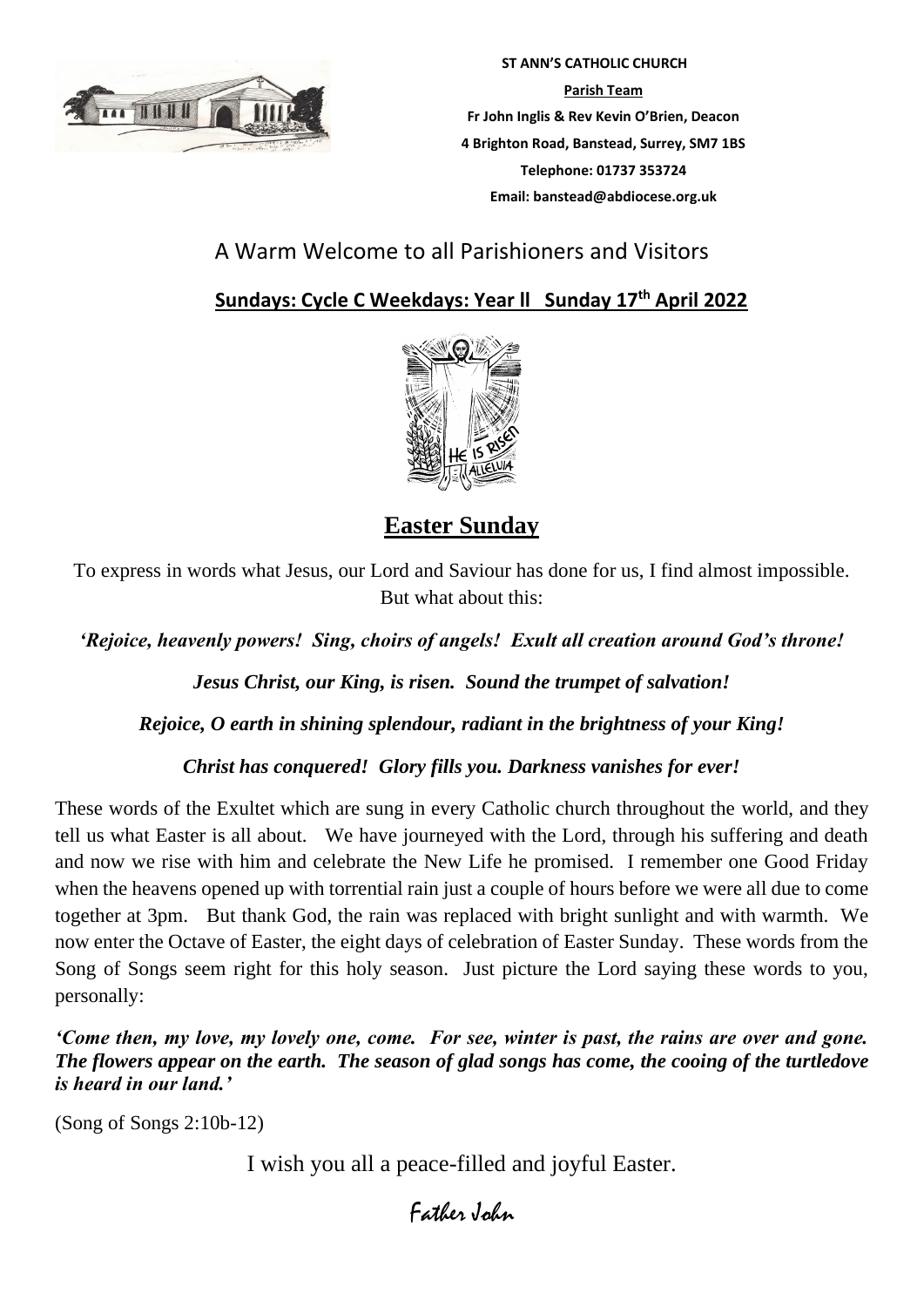**ST ANN'S CATHOLIC CHURCH**

**Parish Team**

**Fr John Inglis & Rev Kevin O'Brien, Deacon**

**4 Brighton Road, Banstead, Surrey, SM7 1BS**

**Telephone: 01737 353724**

**Email: banstead@abdiocese.org.uk**

A Warm Welcome to all Parishioners and Visitors

**Sundays: Cycle C Weekdays: Year ll Sunday 17th April 2022**

# Easter Sunday

To express in words what Jesus, our Lord and Saviour has done for us, I find almost impossible. But what about this:

***'Rejoice, heavenly powers! Sing, choirs of angels! Exult all creation around God's throne!***

***Jesus Christ, our King, is risen. Sound the trumpet of salvation!***

***Rejoice, O earth in shining splendour, radiant in the brightness of your King!***

***Christ has conquered! Glory fills you. Darkness vanishes for ever!***

These words of the Exultet which are sung in every Catholic church throughout the world, and they tell us what Easter is all about. We have journeyed with the Lord, through his suffering and death and now we rise with him and celebrate the New Life he promised. I remember one Good Friday when the heavens opened up with torrential rain just a couple of hours before we were all due to come together at 3pm. But thank God, the rain was replaced with bright sunlight and with warmth. We now enter the Octave of Easter, the eight days of celebration of Easter Sunday. These words from the Song of Songs seem right for this holy season. Just picture the Lord saying these words to you, personally:

***'Come then, my love, my lovely one, come. For see, winter is past, the rains are over and gone. The flowers appear on the earth. The season of glad songs has come, the cooing of the turtledove is heard in our land.'***

(Song of Songs 2:10b-12)

I wish you all a peace-filled and joyful Easter.

Father John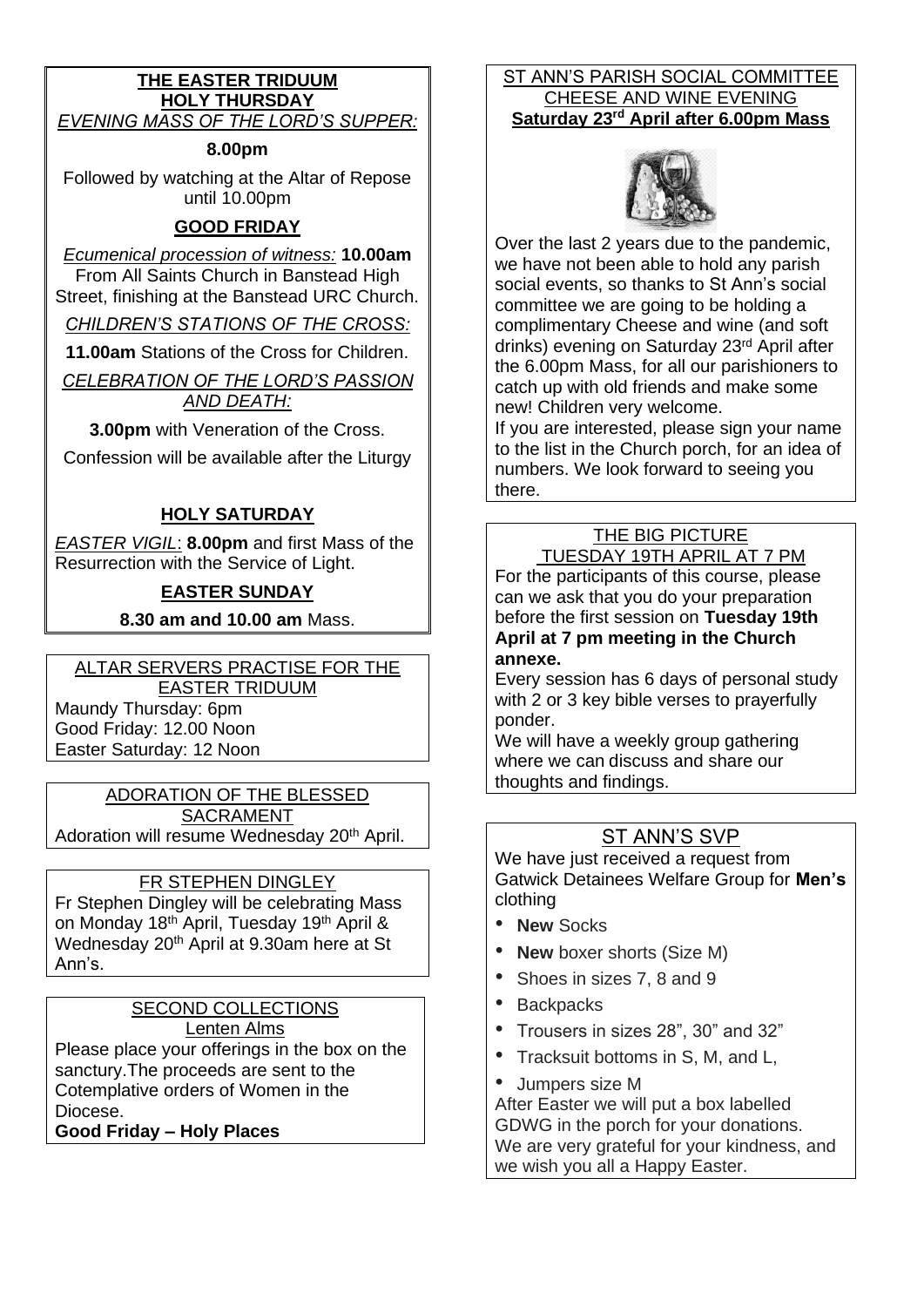## THE EASTER TRIDUUM

### HOLY THURSDAY

*EVENING MASS OF THE LORD'S SUPPER:*

**8.00pm**

Followed by watching at the Altar of Repose until 10.00pm

### GOOD FRIDAY

*Ecumenical procession of witness:* **10.00am** From All Saints Church in Banstead High Street, finishing at the Banstead URC Church.

*CHILDREN'S STATIONS OF THE CROSS:*

**11.00am** Stations of the Cross for Children.

*CELEBRATION OF THE LORD'S PASSION AND DEATH:*

**3.00pm** with Veneration of the Cross.

Confession will be available after the Liturgy

### HOLY SATURDAY

*EASTER VIGIL*: **8.00pm** and first Mass of the Resurrection with the Service of Light.

### EASTER SUNDAY

**8.30 am and 10.00 am** Mass.

## ALTAR SERVERS PRACTISE FOR THE EASTER TRIDUUM

Maundy Thursday: 6pm
Good Friday: 12.00 Noon
Easter Saturday: 12 Noon

## ADORATION OF THE BLESSED SACRAMENT

Adoration will resume Wednesday 20th April.

## FR STEPHEN DINGLEY

Fr Stephen Dingley will be celebrating Mass on Monday 18th April, Tuesday 19th April & Wednesday 20th April at 9.30am here at St Ann's.

## SECOND COLLECTIONS

Lenten Alms

Please place your offerings in the box on the sanctury.The proceeds are sent to the Cotemplative orders of Women in the Diocese.

**Good Friday – Holy Places**

## ST ANN'S PARISH SOCIAL COMMITTEE CHEESE AND WINE EVENING

**Saturday 23rd April after 6.00pm Mass**

Over the last 2 years due to the pandemic, we have not been able to hold any parish social events, so thanks to St Ann's social committee we are going to be holding a complimentary Cheese and wine (and soft drinks) evening on Saturday 23rd April after the 6.00pm Mass, for all our parishioners to catch up with old friends and make some new! Children very welcome.

If you are interested, please sign your name to the list in the Church porch, for an idea of numbers. We look forward to seeing you there.

## THE BIG PICTURE

TUESDAY 19TH APRIL AT 7 PM

For the participants of this course, please can we ask that you do your preparation before the first session on **Tuesday 19th April at 7 pm meeting in the Church annexe.**

Every session has 6 days of personal study with 2 or 3 key bible verses to prayerfully ponder.

We will have a weekly group gathering where we can discuss and share our thoughts and findings.

## ST ANN'S SVP

We have just received a request from Gatwick Detainees Welfare Group for **Men's** clothing

- **New** Socks
- **New** boxer shorts (Size M)
- Shoes in sizes 7, 8 and 9
- Backpacks
- Trousers in sizes 28", 30" and 32"
- Tracksuit bottoms in S, M, and L,
- Jumpers size M

After Easter we will put a box labelled GDWG in the porch for your donations.

We are very grateful for your kindness, and we wish you all a Happy Easter.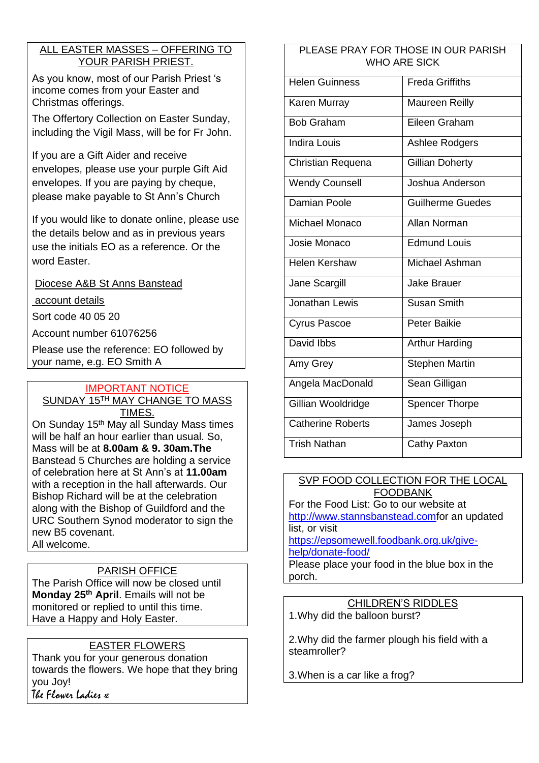## ALL EASTER MASSES – OFFERING TO YOUR PARISH PRIEST.

As you know, most of our Parish Priest 's income comes from your Easter and Christmas offerings.

The Offertory Collection on Easter Sunday, including the Vigil Mass, will be for Fr John.

If you are a Gift Aider and receive envelopes, please use your purple Gift Aid envelopes. If you are paying by cheque, please make payable to St Ann's Church

If you would like to donate online, please use the details below and as in previous years use the initials EO as a reference. Or the word Easter.

Diocese A&B St Anns Banstead

account details

Sort code 40 05 20

Account number 61076256

Please use the reference: EO followed by your name, e.g. EO Smith A

## IMPORTANT NOTICE

## SUNDAY 15TH MAY CHANGE TO MASS TIMES.

On Sunday 15th May all Sunday Mass times will be half an hour earlier than usual. So, Mass will be at **8.00am & 9. 30am.The** Banstead 5 Churches are holding a service of celebration here at St Ann's at **11.00am** with a reception in the hall afterwards. Our Bishop Richard will be at the celebration along with the Bishop of Guildford and the URC Southern Synod moderator to sign the new B5 covenant.
All welcome.

## PARISH OFFICE

The Parish Office will now be closed until **Monday 25th April**. Emails will not be monitored or replied to until this time.
Have a Happy and Holy Easter.

## EASTER FLOWERS

Thank you for your generous donation towards the flowers. We hope that they bring you Joy!
*The Flower Ladies x*

## PLEASE PRAY FOR THOSE IN OUR PARISH WHO ARE SICK

| | |
|---|---|
| Helen Guinness | Freda Griffiths |
| Karen Murray | Maureen Reilly |
| Bob Graham | Eileen Graham |
| Indira Louis | Ashlee Rodgers |
| Christian Requena | Gillian Doherty |
| Wendy Counsell | Joshua Anderson |
| Damian Poole | Guilherme Guedes |
| Michael Monaco | Allan Norman |
| Josie Monaco | Edmund Louis |
| Helen Kershaw | Michael Ashman |
| Jane Scargill | Jake Brauer |
| Jonathan Lewis | Susan Smith |
| Cyrus Pascoe | Peter Baikie |
| David Ibbs | Arthur Harding |
| Amy Grey | Stephen Martin |
| Angela MacDonald | Sean Gilligan |
| Gillian Wooldridge | Spencer Thorpe |
| Catherine Roberts | James Joseph |
| Trish Nathan | Cathy Paxton |

## SVP FOOD COLLECTION FOR THE LOCAL FOODBANK

For the Food List: Go to our website at http://www.stannsbanstead.comfor an updated list, or visit https://epsomewell.foodbank.org.uk/give-help/donate-food/
Please place your food in the blue box in the porch.

## CHILDREN'S RIDDLES

1.Why did the balloon burst?

2.Why did the farmer plough his field with a steamroller?

3.When is a car like a frog?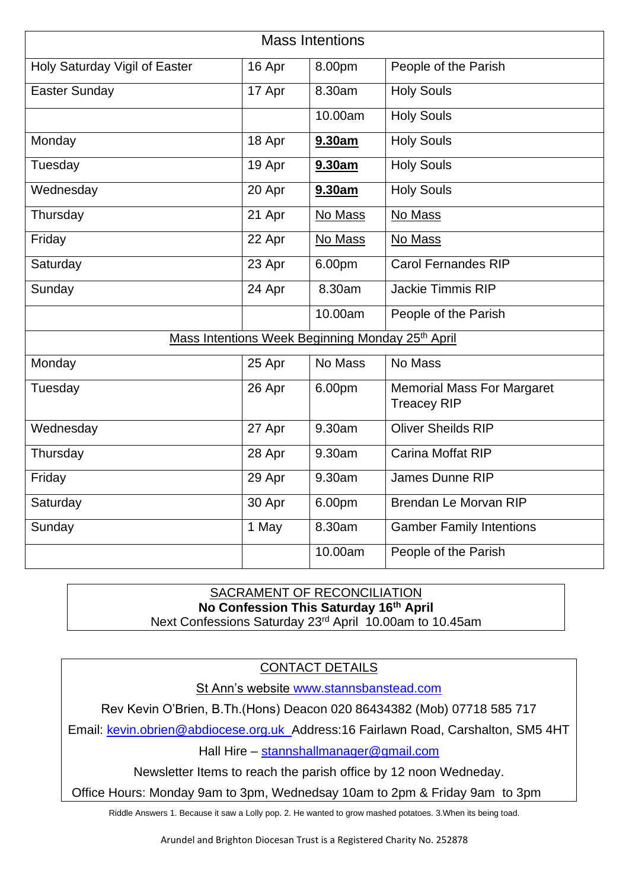| Mass Intentions | | | |
|---|---|---|---|
| Holy Saturday Vigil of Easter | 16 Apr | 8.00pm | People of the Parish |
| Easter Sunday | 17 Apr | 8.30am | Holy Souls |
| | | 10.00am | Holy Souls |
| Monday | 18 Apr | **9.30am** | Holy Souls |
| Tuesday | 19 Apr | **9.30am** | Holy Souls |
| Wednesday | 20 Apr | **9.30am** | Holy Souls |
| Thursday | 21 Apr | No Mass | No Mass |
| Friday | 22 Apr | No Mass | No Mass |
| Saturday | 23 Apr | 6.00pm | Carol Fernandes RIP |
| Sunday | 24 Apr | 8.30am | Jackie Timmis RIP |
| | | 10.00am | People of the Parish |
| Mass Intentions Week Beginning Monday 25th April | | | |
| Monday | 25 Apr | No Mass | No Mass |
| Tuesday | 26 Apr | 6.00pm | Memorial Mass For Margaret Treacey RIP |
| Wednesday | 27 Apr | 9.30am | Oliver Sheilds RIP |
| Thursday | 28 Apr | 9.30am | Carina Moffat RIP |
| Friday | 29 Apr | 9.30am | James Dunne RIP |
| Saturday | 30 Apr | 6.00pm | Brendan Le Morvan RIP |
| Sunday | 1 May | 8.30am | Gamber Family Intentions |
| | | 10.00am | People of the Parish |

SACRAMENT OF RECONCILIATION

**No Confession This Saturday 16th April**

Next Confessions Saturday 23rd April 10.00am to 10.45am

CONTACT DETAILS

St Ann's website www.stannsbanstead.com

Rev Kevin O'Brien, B.Th.(Hons) Deacon 020 86434382 (Mob) 07718 585 717

Email: kevin.obrien@abdiocese.org.uk Address:16 Fairlawn Road, Carshalton, SM5 4HT

Hall Hire – stannshallmanager@gmail.com

Newsletter Items to reach the parish office by 12 noon Wedneday.

Office Hours: Monday 9am to 3pm, Wednedsay 10am to 2pm & Friday 9am to 3pm

Riddle Answers 1. Because it saw a Lolly pop. 2. He wanted to grow mashed potatoes. 3.When its being toad.

Arundel and Brighton Diocesan Trust is a Registered Charity No. 252878